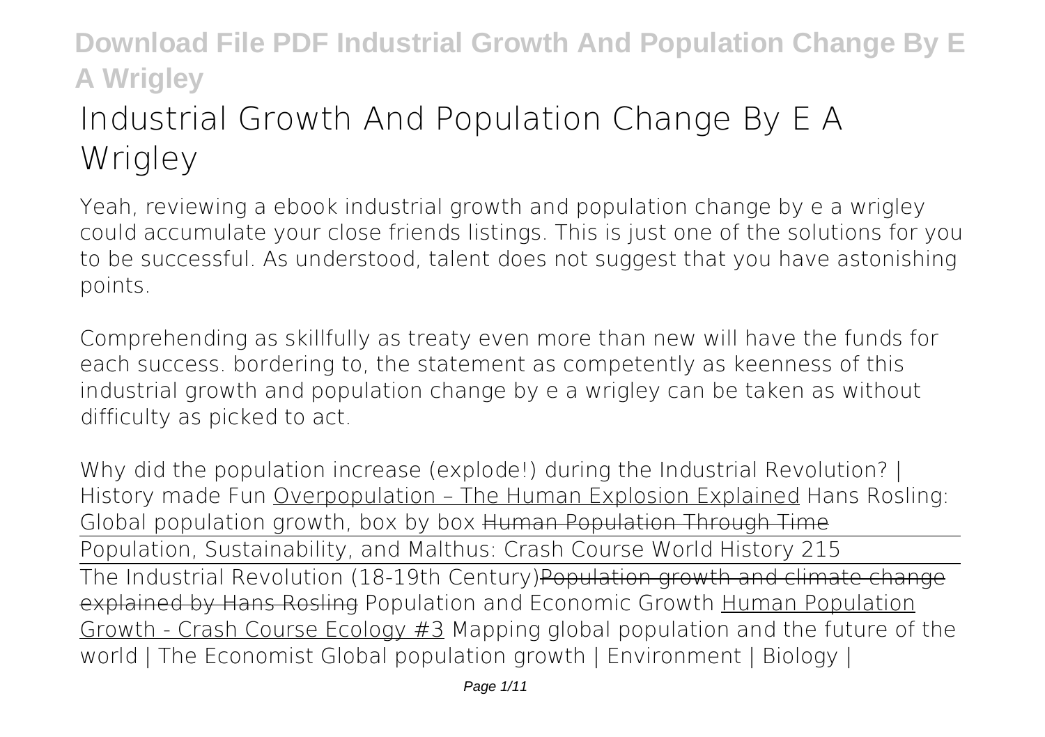# Industrial Growth And Population Change By E A Wrigley

Yeah, reviewing a ebook industrial growth and population change by e a wrigley could accumulate your close friends listings. This is just one of the solutions for you to be successful. As understood, talent does not suggest that you have astonishing points.

Comprehending as skillfully as treaty even more than new will have the funds for each success. bordering to, the statement as competently as keenness of this industrial growth and population change by e a wrigley can be taken as without difficulty as picked to act.

Why did the population increase (explode!) during the Industrial Revolution? | History made Fun Overpopulation – The Human Explosion Explained Hans Rosling: Global population growth, box by box Human Population Through Time

Population, Sustainability, and Malthus: Crash Course World History 215

The Industrial Revolution (18-19th Century)Population growth and climate change explained by Hans Rosling Population and Economic Growth Human Population Growth - Crash Course Ecology #3 Mapping global population and the future of the world | The Economist Global population growth | Environment | Biology |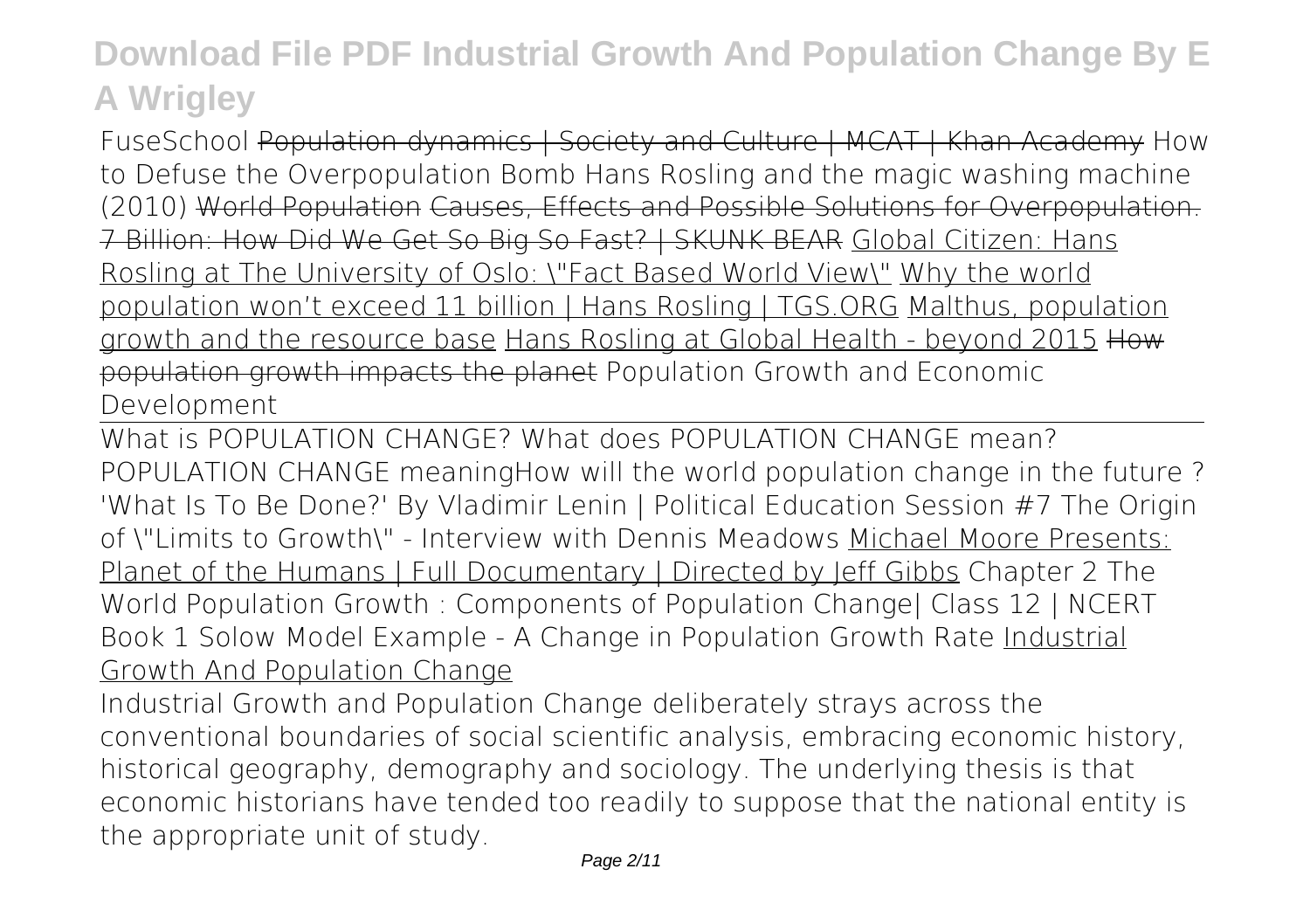FuseSchool ~~Population dynamics | Society and Culture | MCAT | Khan Academy~~ *How to Defuse the Overpopulation Bomb* *Hans Rosling and the magic washing machine (2010)* ~~World Population~~ ~~Causes, Effects and Possible Solutions for Overpopulation.~~ ~~7 Billion: How Did We Get So Big So Fast? | SKUNK BEAR~~ Global Citizen: Hans Rosling at The University of Oslo: "Fact Based World View" Why the world population won't exceed 11 billion | Hans Rosling | TGS.ORG Malthus, population growth and the resource base Hans Rosling at Global Health - beyond 2015 ~~How population growth impacts the planet~~ *Population Growth and Economic Development*

What is POPULATION CHANGE? What does POPULATION CHANGE mean? POPULATION CHANGE meaning*How will the world population change in the future ?* *'What Is To Be Done?' By Vladimir Lenin | Political Education Session #7* *The Origin of "Limits to Growth" - Interview with Dennis Meadows* Michael Moore Presents: Planet of the Humans | Full Documentary | Directed by Jeff Gibbs *Chapter 2 The World Population Growth : Components of Population Change| Class 12 | NCERT Book 1* *Solow Model Example - A Change in Population Growth Rate* Industrial Growth And Population Change

Industrial Growth and Population Change deliberately strays across the conventional boundaries of social scientific analysis, embracing economic history, historical geography, demography and sociology. The underlying thesis is that economic historians have tended too readily to suppose that the national entity is the appropriate unit of study.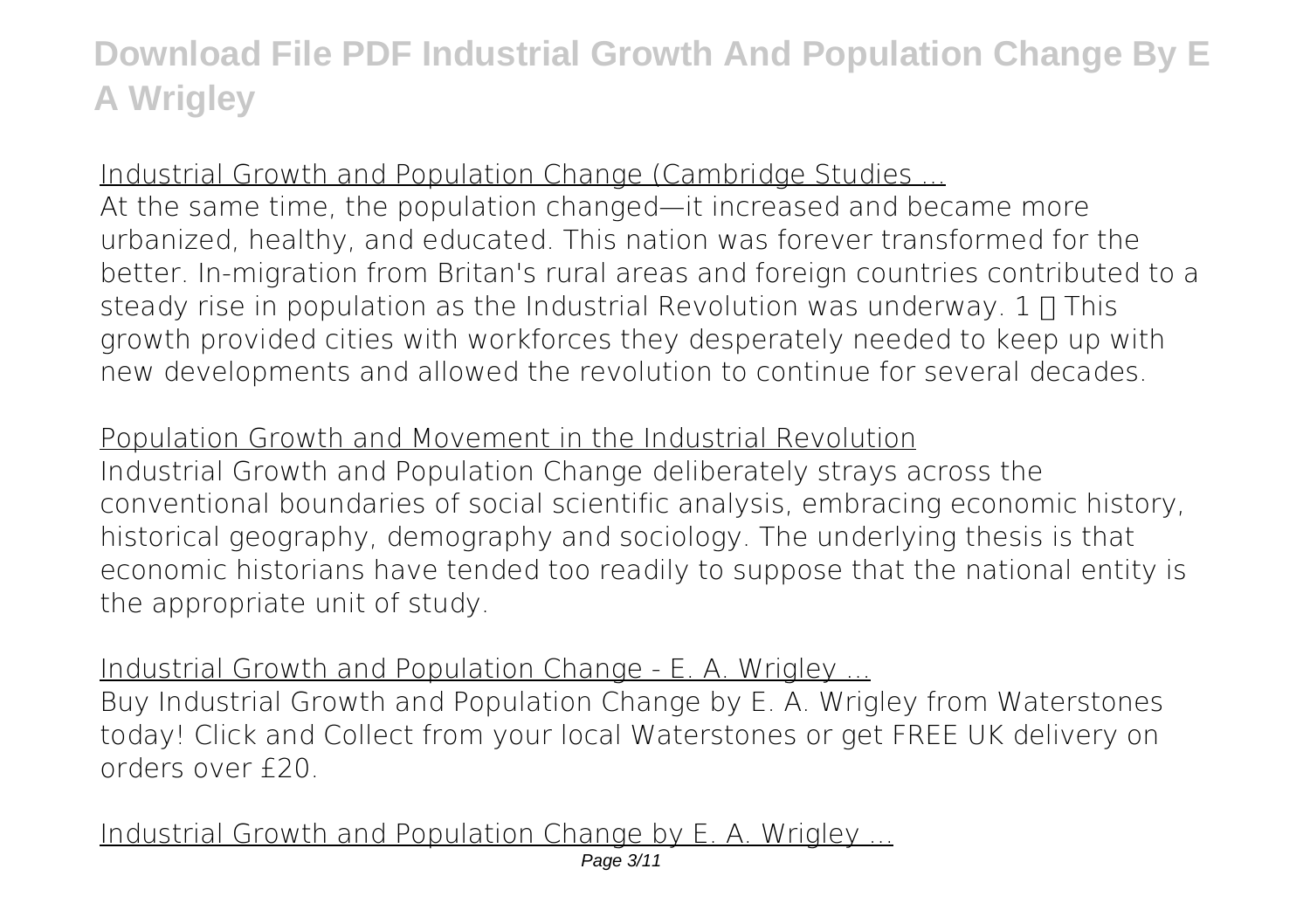Industrial Growth and Population Change (Cambridge Studies ...

At the same time, the population changed—it increased and became more urbanized, healthy, and educated. This nation was forever transformed for the better. In-migration from Britan's rural areas and foreign countries contributed to a steady rise in population as the Industrial Revolution was underway. 1 [] This growth provided cities with workforces they desperately needed to keep up with new developments and allowed the revolution to continue for several decades.

Population Growth and Movement in the Industrial Revolution

Industrial Growth and Population Change deliberately strays across the conventional boundaries of social scientific analysis, embracing economic history, historical geography, demography and sociology. The underlying thesis is that economic historians have tended too readily to suppose that the national entity is the appropriate unit of study.

Industrial Growth and Population Change - E. A. Wrigley ...

Buy Industrial Growth and Population Change by E. A. Wrigley from Waterstones today! Click and Collect from your local Waterstones or get FREE UK delivery on orders over £20.

Industrial Growth and Population Change by E. A. Wrigley ...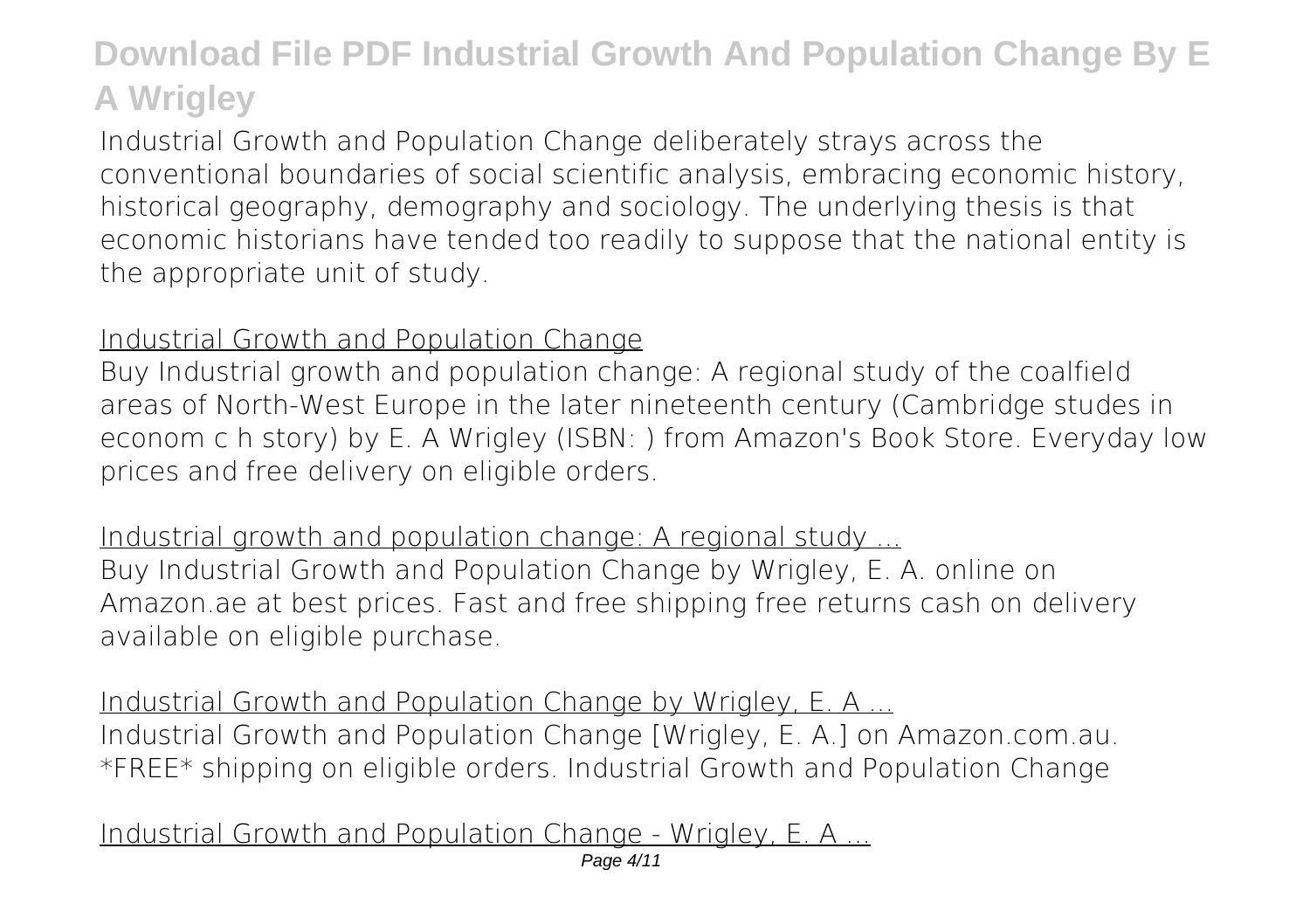Industrial Growth and Population Change deliberately strays across the conventional boundaries of social scientific analysis, embracing economic history, historical geography, demography and sociology. The underlying thesis is that economic historians have tended too readily to suppose that the national entity is the appropriate unit of study.

## Industrial Growth and Population Change

Buy Industrial growth and population change: A regional study of the coalfield areas of North-West Europe in the later nineteenth century (Cambridge studes in econom c h story) by E. A Wrigley (ISBN: ) from Amazon's Book Store. Everyday low prices and free delivery on eligible orders.

## Industrial growth and population change: A regional study ...

Buy Industrial Growth and Population Change by Wrigley, E. A. online on Amazon.ae at best prices. Fast and free shipping free returns cash on delivery available on eligible purchase.

## Industrial Growth and Population Change by Wrigley, E. A ...

Industrial Growth and Population Change [Wrigley, E. A.] on Amazon.com.au. *FREE* shipping on eligible orders. Industrial Growth and Population Change

## Industrial Growth and Population Change - Wrigley, E. A ...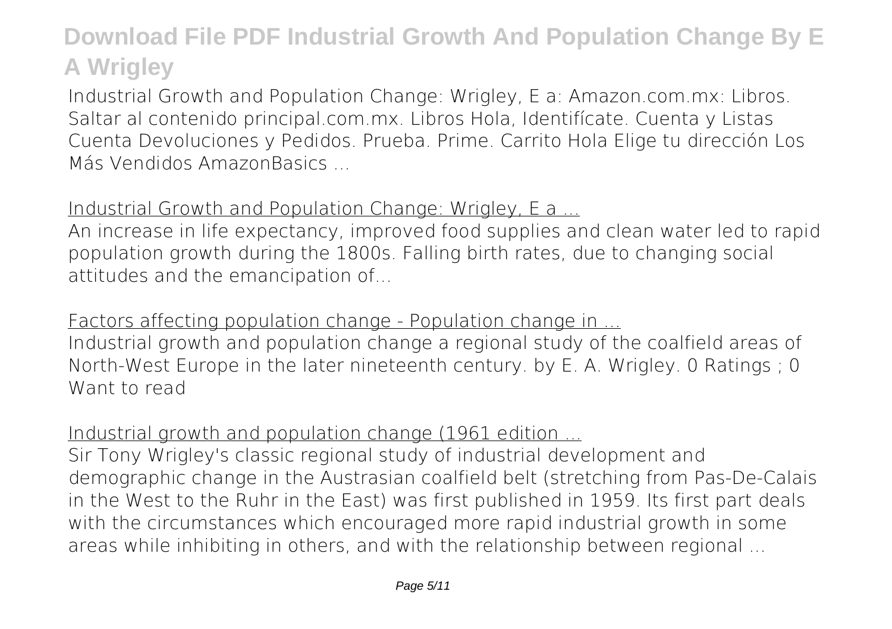Industrial Growth and Population Change: Wrigley, E a: Amazon.com.mx: Libros. Saltar al contenido principal.com.mx. Libros Hola, Identifícate. Cuenta y Listas Cuenta Devoluciones y Pedidos. Prueba. Prime. Carrito Hola Elige tu dirección Los Más Vendidos AmazonBasics ...

Industrial Growth and Population Change: Wrigley, E a ...

An increase in life expectancy, improved food supplies and clean water led to rapid population growth during the 1800s. Falling birth rates, due to changing social attitudes and the emancipation of...

Factors affecting population change - Population change in ...

Industrial growth and population change a regional study of the coalfield areas of North-West Europe in the later nineteenth century. by E. A. Wrigley. 0 Ratings ; 0 Want to read

Industrial growth and population change (1961 edition ...

Sir Tony Wrigley's classic regional study of industrial development and demographic change in the Austrasian coalfield belt (stretching from Pas-De-Calais in the West to the Ruhr in the East) was first published in 1959. Its first part deals with the circumstances which encouraged more rapid industrial growth in some areas while inhibiting in others, and with the relationship between regional ...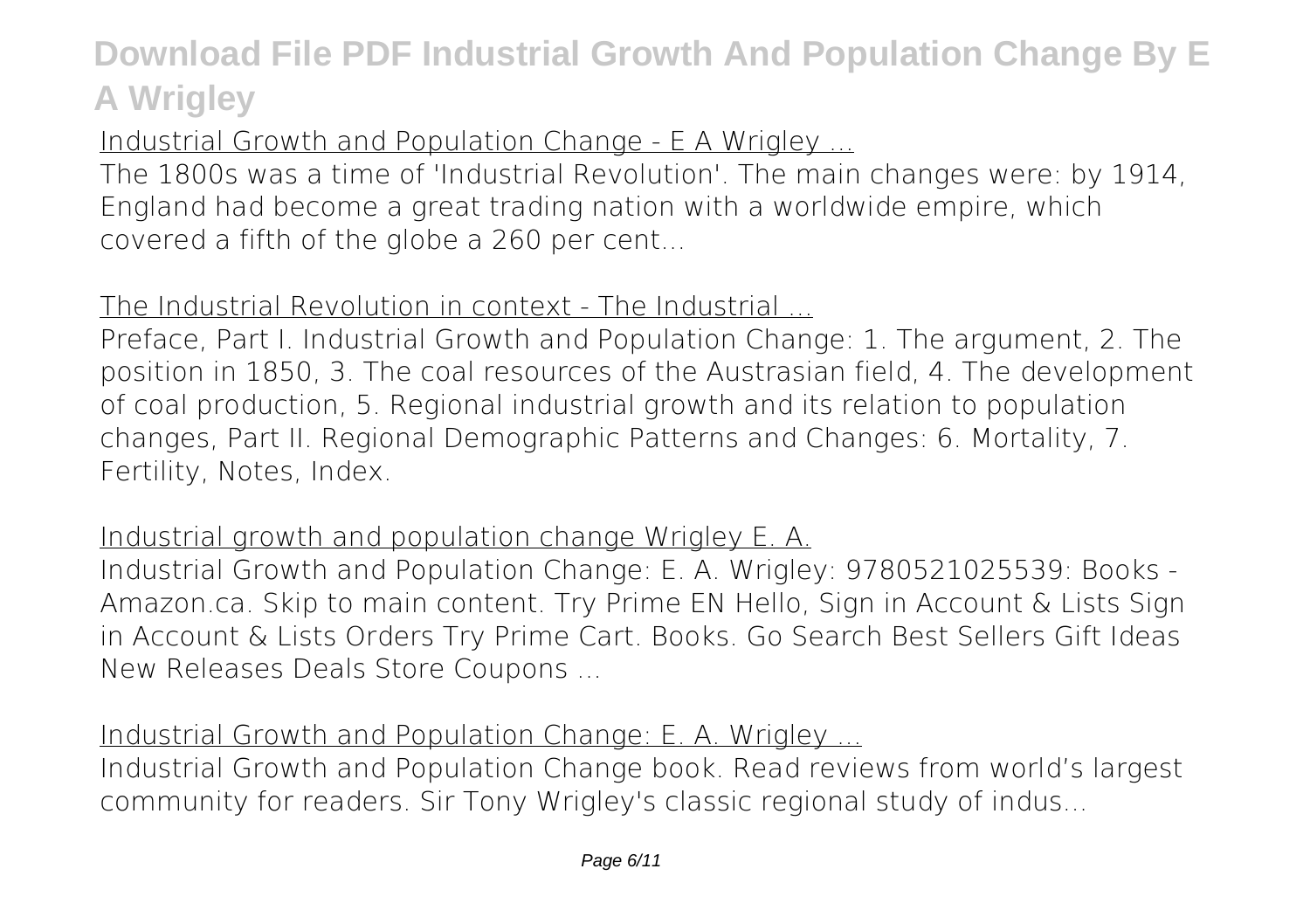## Industrial Growth and Population Change - E A Wrigley ...

The 1800s was a time of 'Industrial Revolution'. The main changes were: by 1914, England had become a great trading nation with a worldwide empire, which covered a fifth of the globe a 260 per cent...

## The Industrial Revolution in context - The Industrial ...

Preface, Part I. Industrial Growth and Population Change: 1. The argument, 2. The position in 1850, 3. The coal resources of the Austrasian field, 4. The development of coal production, 5. Regional industrial growth and its relation to population changes, Part II. Regional Demographic Patterns and Changes: 6. Mortality, 7. Fertility, Notes, Index.

## Industrial growth and population change Wrigley E. A.

Industrial Growth and Population Change: E. A. Wrigley: 9780521025539: Books - Amazon.ca. Skip to main content. Try Prime EN Hello, Sign in Account & Lists Sign in Account & Lists Orders Try Prime Cart. Books. Go Search Best Sellers Gift Ideas New Releases Deals Store Coupons ...

## Industrial Growth and Population Change: E. A. Wrigley ...

Industrial Growth and Population Change book. Read reviews from world's largest community for readers. Sir Tony Wrigley's classic regional study of indus...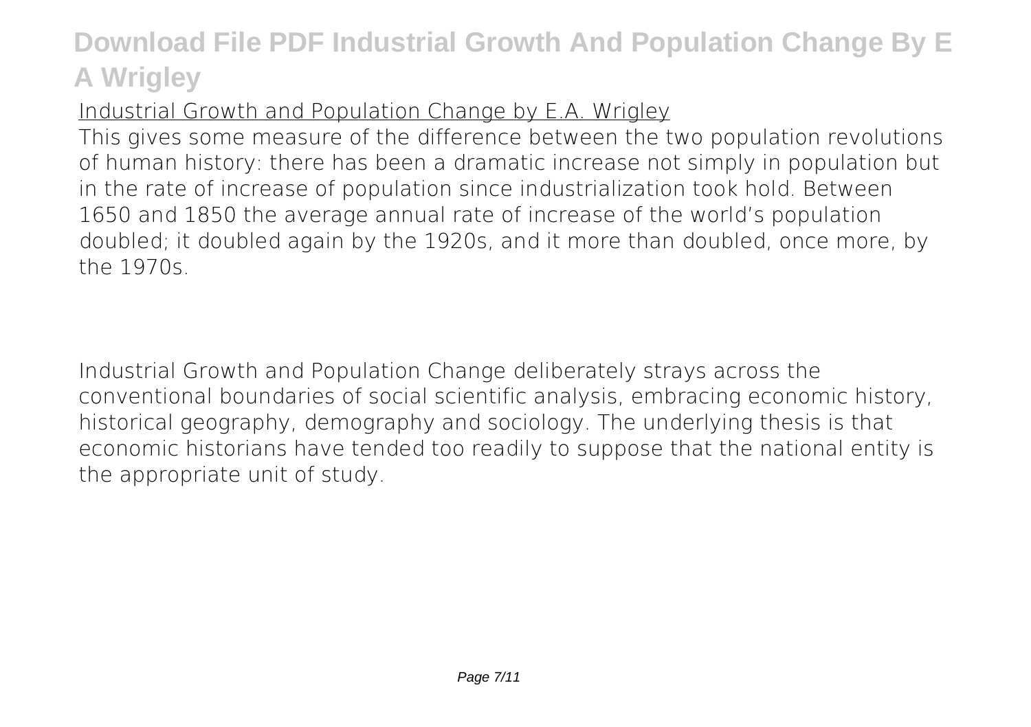Industrial Growth and Population Change by E.A. Wrigley

This gives some measure of the difference between the two population revolutions of human history: there has been a dramatic increase not simply in population but in the rate of increase of population since industrialization took hold. Between 1650 and 1850 the average annual rate of increase of the world's population doubled; it doubled again by the 1920s, and it more than doubled, once more, by the 1970s.

Industrial Growth and Population Change deliberately strays across the conventional boundaries of social scientific analysis, embracing economic history, historical geography, demography and sociology. The underlying thesis is that economic historians have tended too readily to suppose that the national entity is the appropriate unit of study.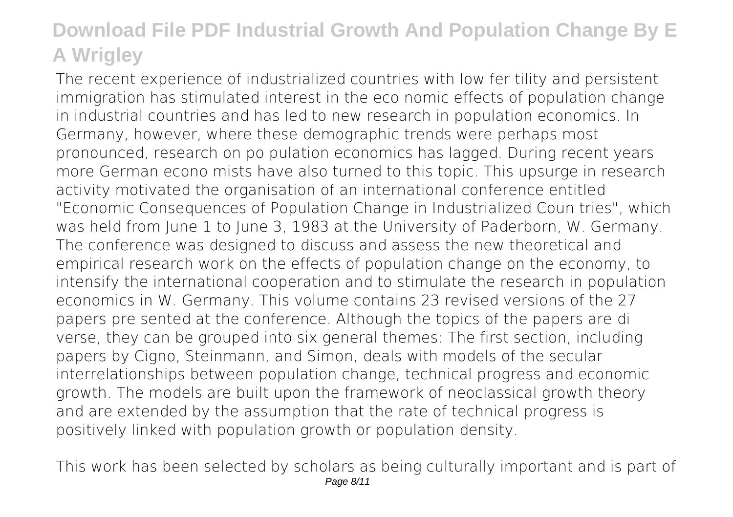The recent experience of industrialized countries with low fer tility and persistent immigration has stimulated interest in the eco nomic effects of population change in industrial countries and has led to new research in population economics. In Germany, however, where these demographic trends were perhaps most pronounced, research on po pulation economics has lagged. During recent years more German econo mists have also turned to this topic. This upsurge in research activity motivated the organisation of an international conference entitled "Economic Consequences of Population Change in Industrialized Coun tries", which was held from June 1 to June 3, 1983 at the University of Paderborn, W. Germany. The conference was designed to discuss and assess the new theoretical and empirical research work on the effects of population change on the economy, to intensify the international cooperation and to stimulate the research in population economics in W. Germany. This volume contains 23 revised versions of the 27 papers pre sented at the conference. Although the topics of the papers are di verse, they can be grouped into six general themes: The first section, including papers by Cigno, Steinmann, and Simon, deals with models of the secular interrelationships between population change, technical progress and economic growth. The models are built upon the framework of neoclassical growth theory and are extended by the assumption that the rate of technical progress is positively linked with population growth or population density.

This work has been selected by scholars as being culturally important and is part of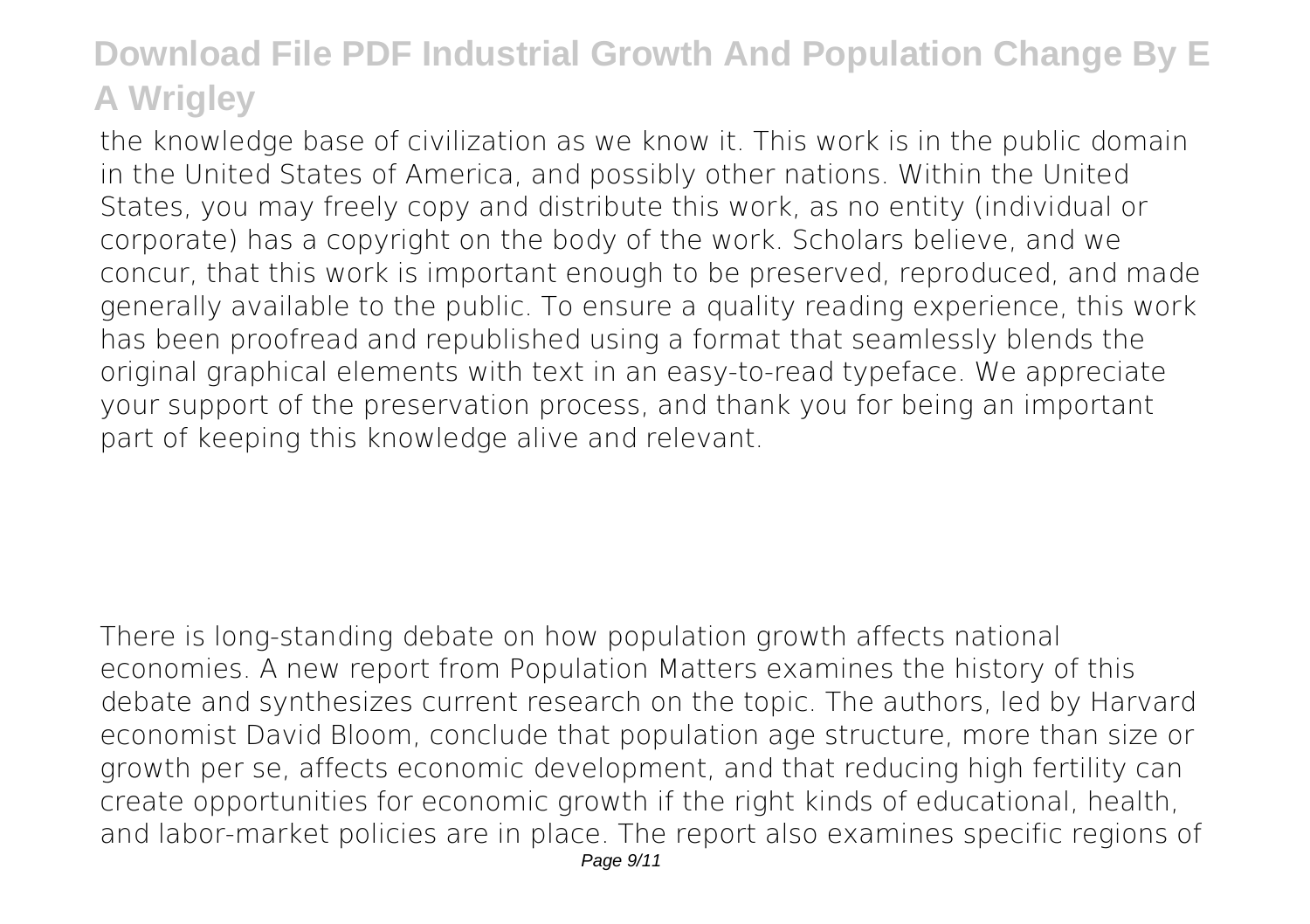the knowledge base of civilization as we know it. This work is in the public domain in the United States of America, and possibly other nations. Within the United States, you may freely copy and distribute this work, as no entity (individual or corporate) has a copyright on the body of the work. Scholars believe, and we concur, that this work is important enough to be preserved, reproduced, and made generally available to the public. To ensure a quality reading experience, this work has been proofread and republished using a format that seamlessly blends the original graphical elements with text in an easy-to-read typeface. We appreciate your support of the preservation process, and thank you for being an important part of keeping this knowledge alive and relevant.

There is long-standing debate on how population growth affects national economies. A new report from Population Matters examines the history of this debate and synthesizes current research on the topic. The authors, led by Harvard economist David Bloom, conclude that population age structure, more than size or growth per se, affects economic development, and that reducing high fertility can create opportunities for economic growth if the right kinds of educational, health, and labor-market policies are in place. The report also examines specific regions of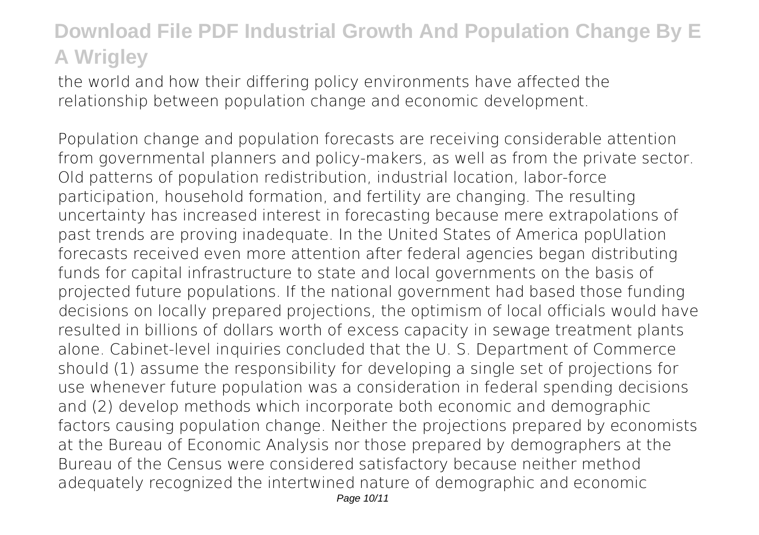the world and how their differing policy environments have affected the relationship between population change and economic development.

Population change and population forecasts are receiving considerable attention from governmental planners and policy-makers, as well as from the private sector. Old patterns of population redistribution, industrial location, labor-force participation, household formation, and fertility are changing. The resulting uncertainty has increased interest in forecasting because mere extrapolations of past trends are proving inadequate. In the United States of America popUlation forecasts received even more attention after federal agencies began distributing funds for capital infrastructure to state and local governments on the basis of projected future populations. If the national government had based those funding decisions on locally prepared projections, the optimism of local officials would have resulted in billions of dollars worth of excess capacity in sewage treatment plants alone. Cabinet-level inquiries concluded that the U. S. Department of Commerce should (1) assume the responsibility for developing a single set of projections for use whenever future population was a consideration in federal spending decisions and (2) develop methods which incorporate both economic and demographic factors causing population change. Neither the projections prepared by economists at the Bureau of Economic Analysis nor those prepared by demographers at the Bureau of the Census were considered satisfactory because neither method adequately recognized the intertwined nature of demographic and economic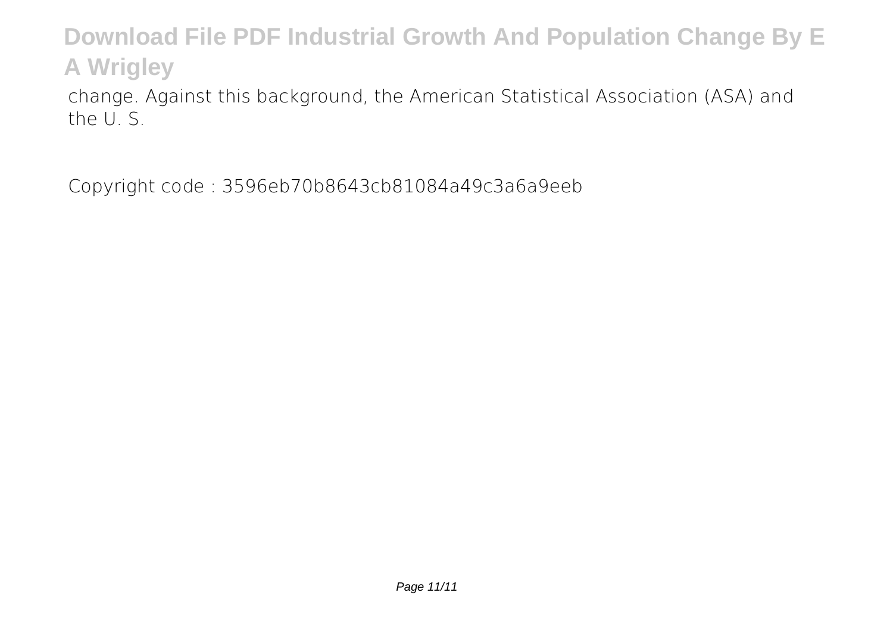change. Against this background, the American Statistical Association (ASA) and the U. S.

Copyright code : 3596eb70b8643cb81084a49c3a6a9eeb